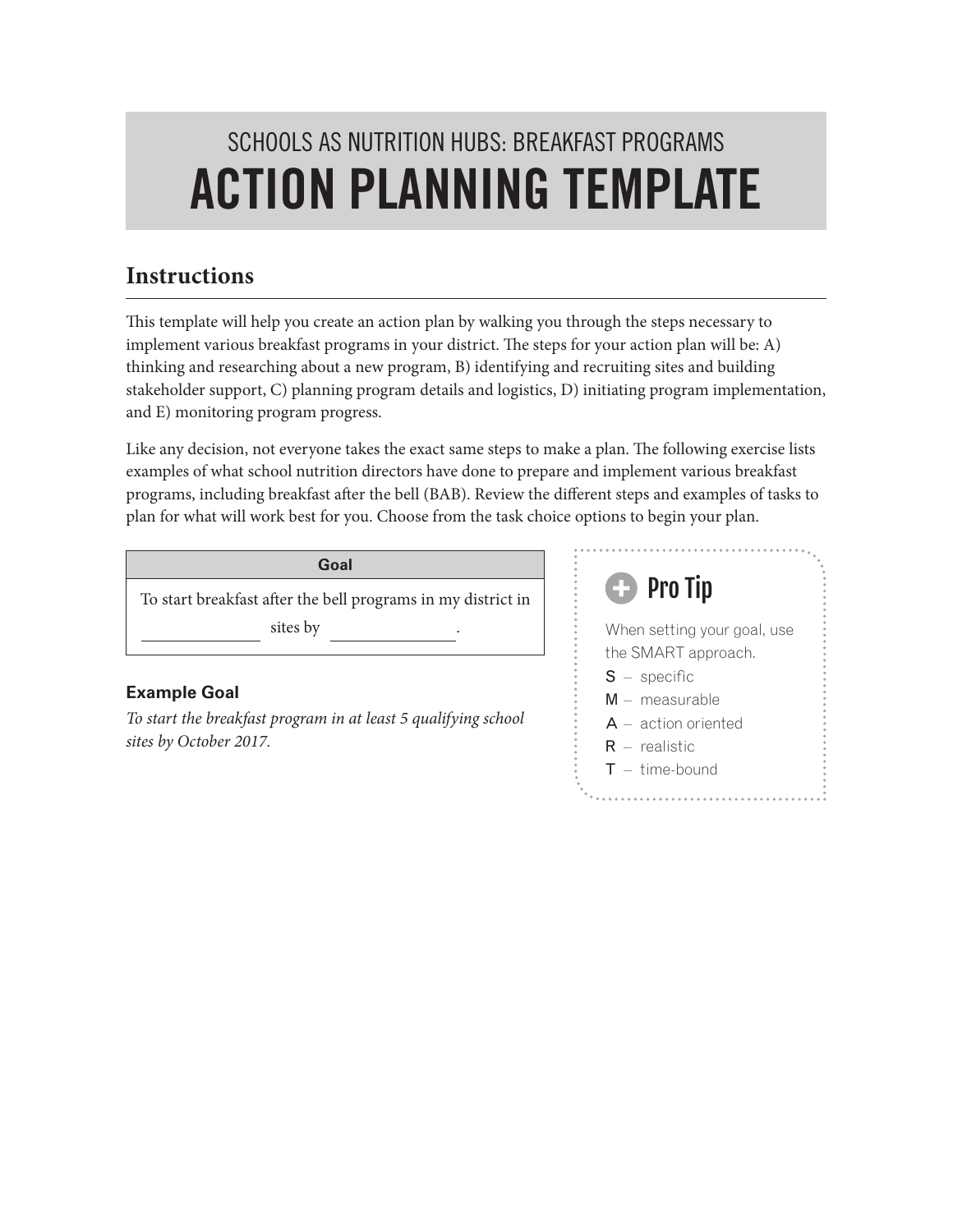SCHOOLS AS NUTRITION HUBS: BREAKFAST PROGRAMS

# ACTION PLANNING TEMPLATE

## Instructions

This template will help you create an action plan by walking you through the steps necessary to implement various breakfast programs in your district. The steps for your action plan will be: A) thinking and researching about a new program, B) identifying and recruiting sites and building stakeholder support, C) planning program details and logistics, D) initiating program implementation, and E) monitoring program progress.

Like any decision, not everyone takes the exact same steps to make a plan. The following exercise lists examples of what school nutrition directors have done to prepare and implement various breakfast programs, including breakfast after the bell (BAB). Review the different steps and examples of tasks to plan for what will work best for you. Choose from the task choice options to begin your plan.

| Goal |
|---|
| To start breakfast after the bell programs in my district in ______________ sites by ______________. |

### Example Goal

*To start the breakfast program in at least 5 qualifying school sites by October 2017.*

### Pro Tip

When setting your goal, use the SMART approach.

- **S** – specific
- **M** – measurable
- **A** – action oriented
- **R** – realistic
- **T** – time-bound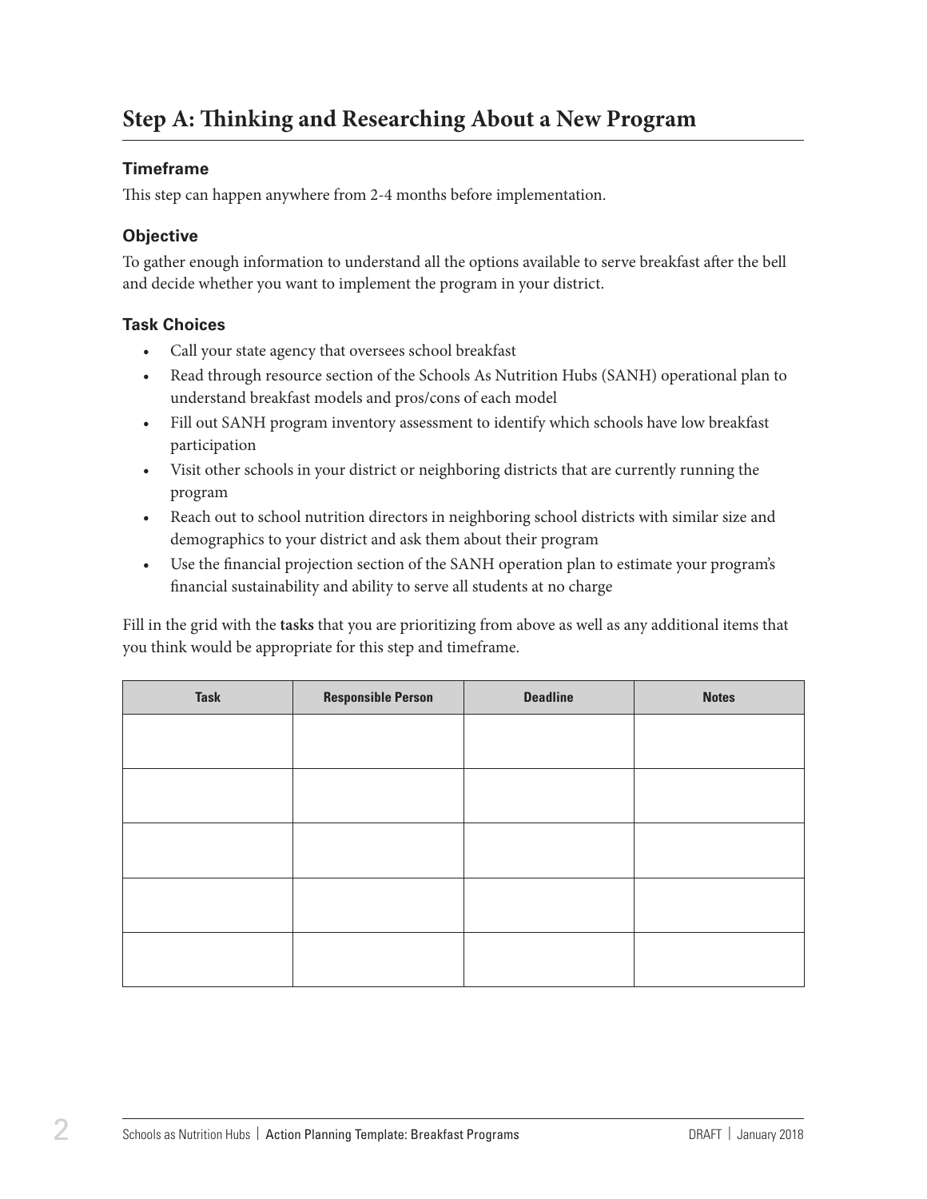## Step A: Thinking and Researching About a New Program

### Timeframe

This step can happen anywhere from 2-4 months before implementation.

### Objective

To gather enough information to understand all the options available to serve breakfast after the bell and decide whether you want to implement the program in your district.

### Task Choices

- Call your state agency that oversees school breakfast
- Read through resource section of the Schools As Nutrition Hubs (SANH) operational plan to understand breakfast models and pros/cons of each model
- Fill out SANH program inventory assessment to identify which schools have low breakfast participation
- Visit other schools in your district or neighboring districts that are currently running the program
- Reach out to school nutrition directors in neighboring school districts with similar size and demographics to your district and ask them about their program
- Use the financial projection section of the SANH operation plan to estimate your program's financial sustainability and ability to serve all students at no charge

Fill in the grid with the **tasks** that you are prioritizing from above as well as any additional items that you think would be appropriate for this step and timeframe.

| Task | Responsible Person | Deadline | Notes |
| --- | --- | --- | --- |
| | | | |
| | | | |
| | | | |
| | | | |
| | | | |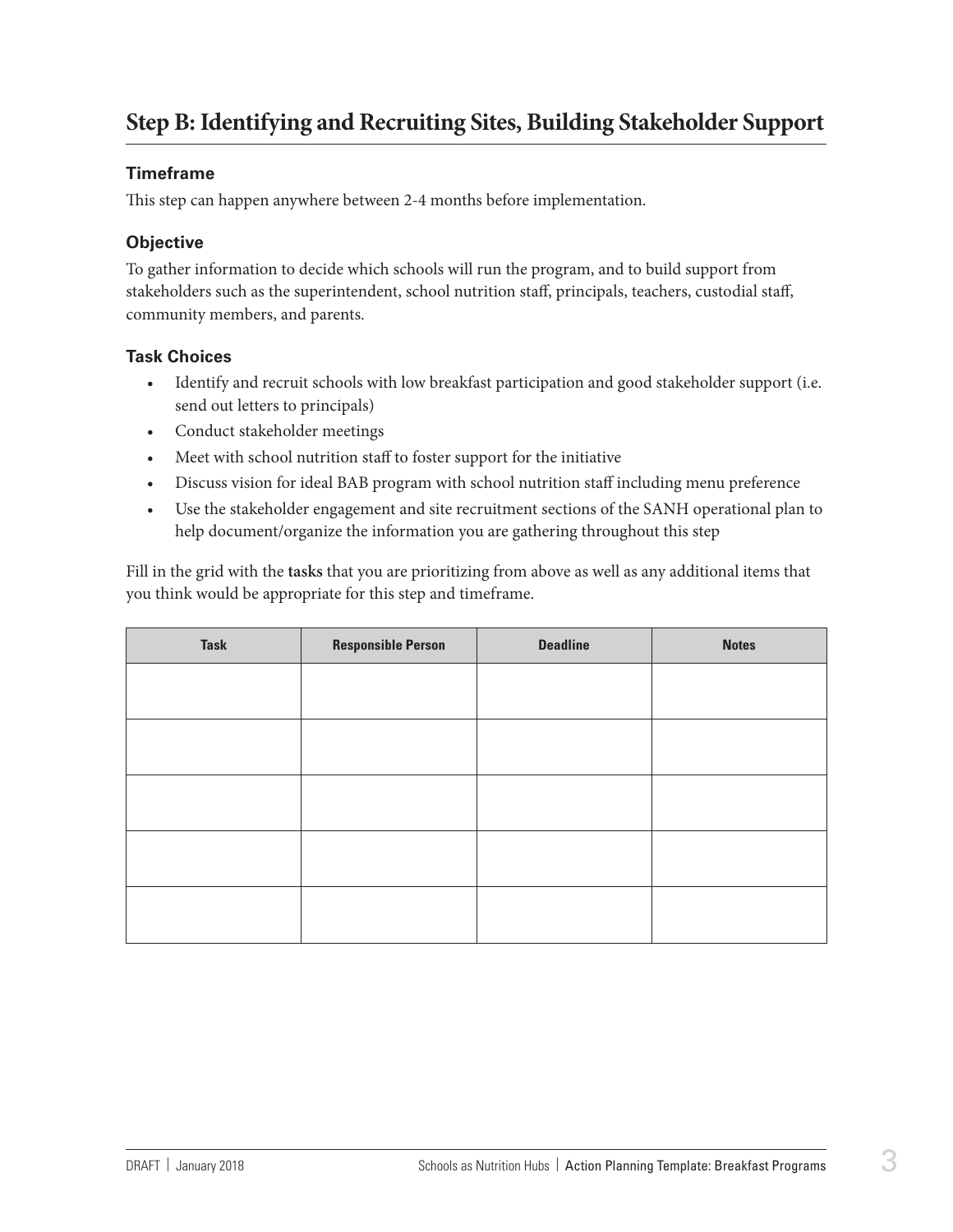## Step B: Identifying and Recruiting Sites, Building Stakeholder Support

### Timeframe

This step can happen anywhere between 2-4 months before implementation.

### Objective

To gather information to decide which schools will run the program, and to build support from stakeholders such as the superintendent, school nutrition staff, principals, teachers, custodial staff, community members, and parents.

### Task Choices

- Identify and recruit schools with low breakfast participation and good stakeholder support (i.e. send out letters to principals)
- Conduct stakeholder meetings
- Meet with school nutrition staff to foster support for the initiative
- Discuss vision for ideal BAB program with school nutrition staff including menu preference
- Use the stakeholder engagement and site recruitment sections of the SANH operational plan to help document/organize the information you are gathering throughout this step

Fill in the grid with the **tasks** that you are prioritizing from above as well as any additional items that you think would be appropriate for this step and timeframe.

| Task | Responsible Person | Deadline | Notes |
|---|---|---|---|
| | | | |
| | | | |
| | | | |
| | | | |
| | | | |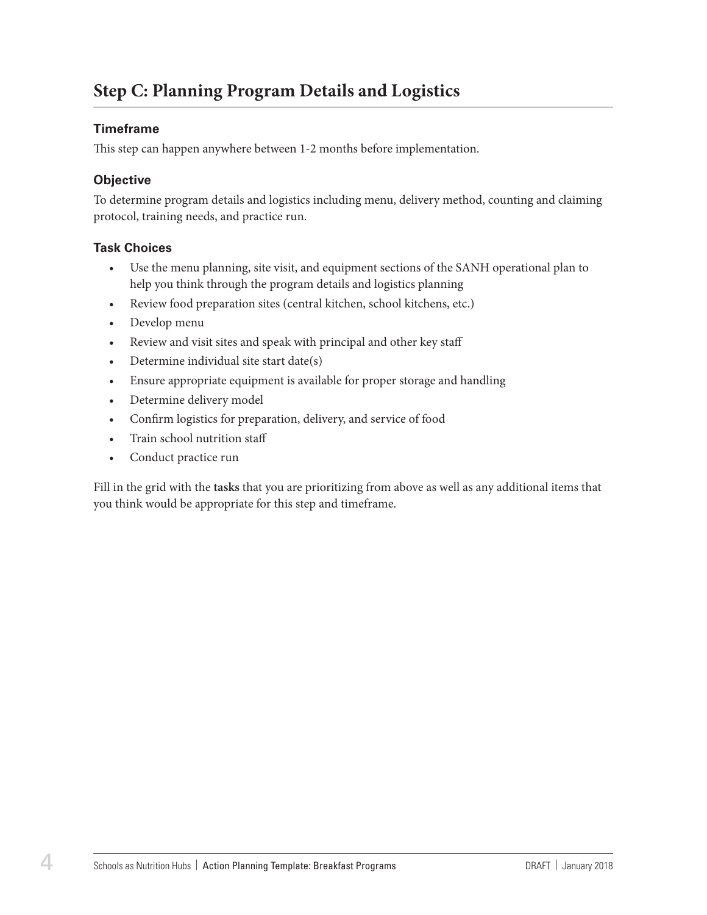## Step C: Planning Program Details and Logistics

### Timeframe

This step can happen anywhere between 1-2 months before implementation.

### Objective

To determine program details and logistics including menu, delivery method, counting and claiming protocol, training needs, and practice run.

### Task Choices

- Use the menu planning, site visit, and equipment sections of the SANH operational plan to help you think through the program details and logistics planning
- Review food preparation sites (central kitchen, school kitchens, etc.)
- Develop menu
- Review and visit sites and speak with principal and other key staff
- Determine individual site start date(s)
- Ensure appropriate equipment is available for proper storage and handling
- Determine delivery model
- Confirm logistics for preparation, delivery, and service of food
- Train school nutrition staff
- Conduct practice run

Fill in the grid with the **tasks** that you are prioritizing from above as well as any additional items that you think would be appropriate for this step and timeframe.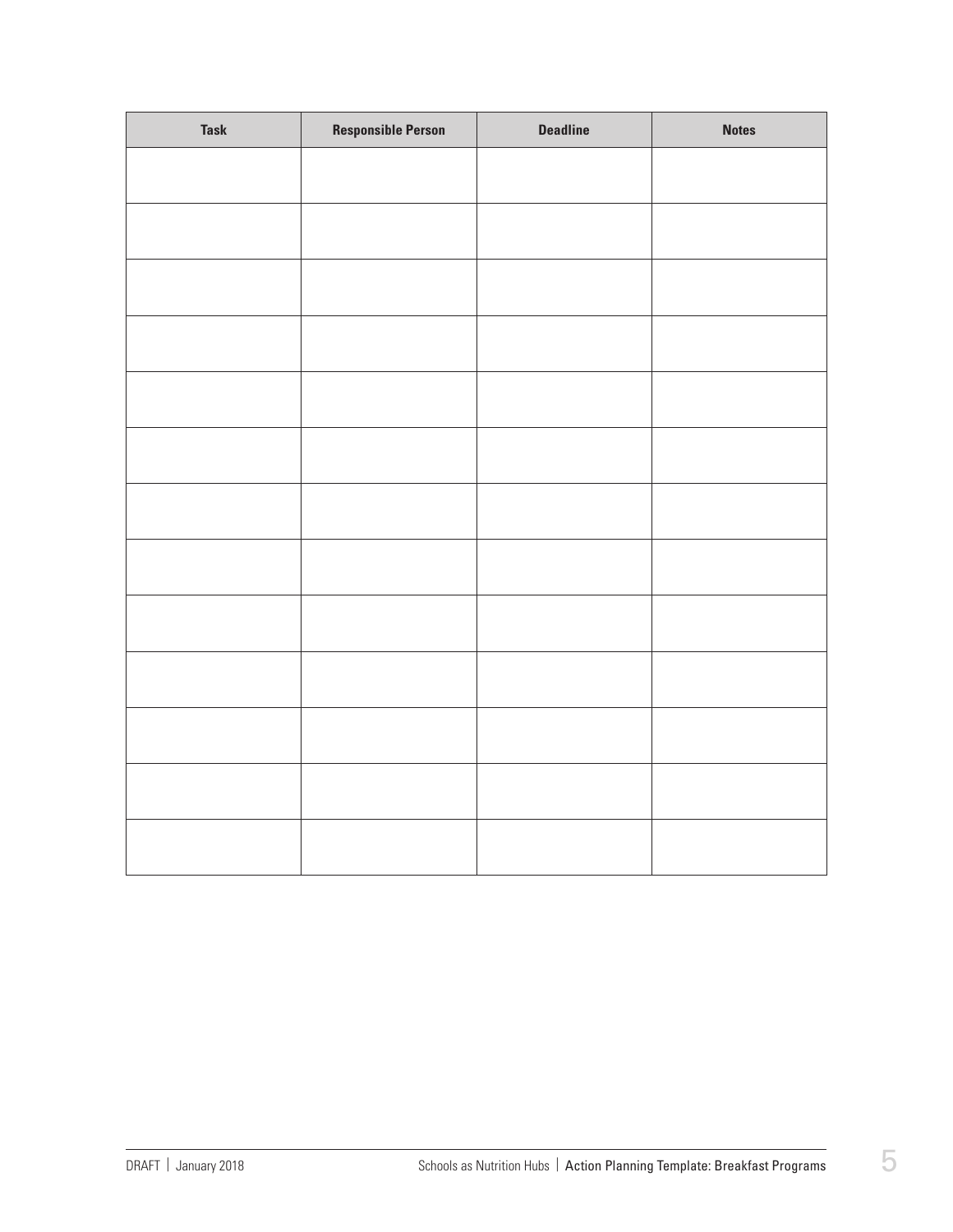| Task | Responsible Person | Deadline | Notes |
| --- | --- | --- | --- |
| | | | |
| | | | |
| | | | |
| | | | |
| | | | |
| | | | |
| | | | |
| | | | |
| | | | |
| | | | |
| | | | |
| | | | |
| | | | |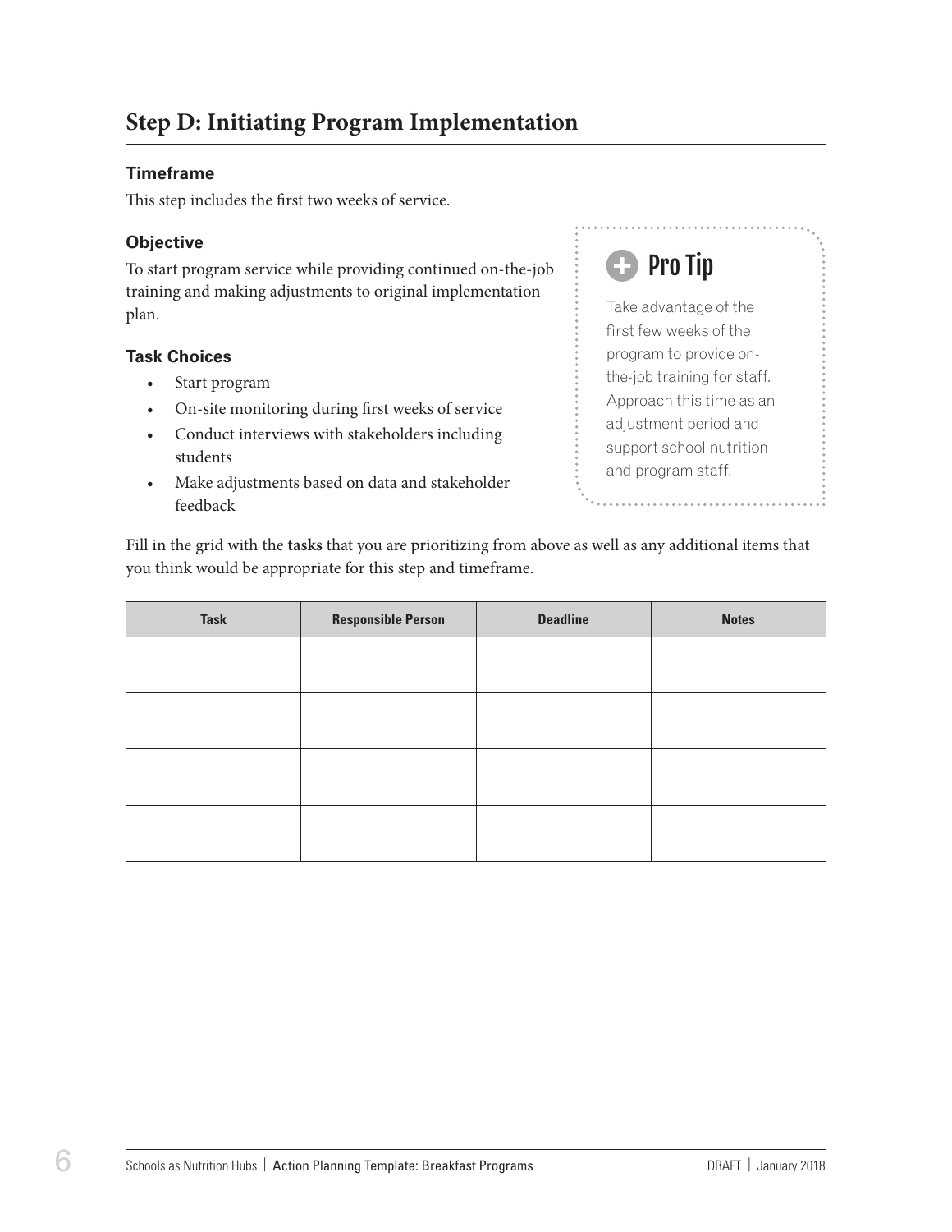## Step D: Initiating Program Implementation

### Timeframe

This step includes the first two weeks of service.

### Objective

To start program service while providing continued on-the-job training and making adjustments to original implementation plan.

### Task Choices

- Start program
- On-site monitoring during first weeks of service
- Conduct interviews with stakeholders including students
- Make adjustments based on data and stakeholder feedback

> **Pro Tip**
>
> Take advantage of the first few weeks of the program to provide on-the-job training for staff. Approach this time as an adjustment period and support school nutrition and program staff.

Fill in the grid with the **tasks** that you are prioritizing from above as well as any additional items that you think would be appropriate for this step and timeframe.

| Task | Responsible Person | Deadline | Notes |
|---|---|---|---|
| | | | |
| | | | |
| | | | |
| | | | |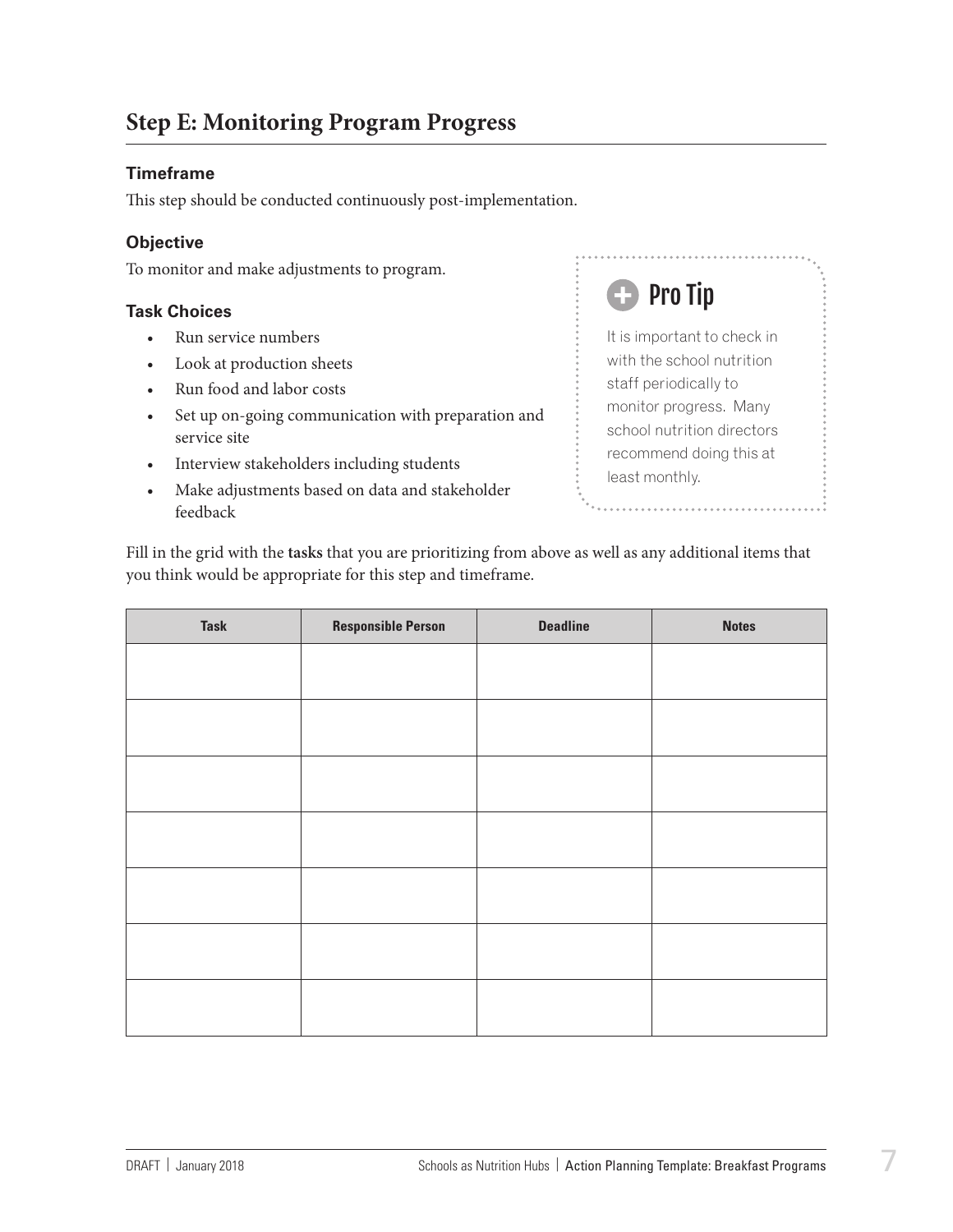## Step E: Monitoring Program Progress

### Timeframe

This step should be conducted continuously post-implementation.

### Objective

To monitor and make adjustments to program.

### Task Choices

- Run service numbers
- Look at production sheets
- Run food and labor costs
- Set up on-going communication with preparation and service site
- Interview stakeholders including students
- Make adjustments based on data and stakeholder feedback

> **Pro Tip**
>
> It is important to check in with the school nutrition staff periodically to monitor progress. Many school nutrition directors recommend doing this at least monthly.

Fill in the grid with the **tasks** that you are prioritizing from above as well as any additional items that you think would be appropriate for this step and timeframe.

| Task | Responsible Person | Deadline | Notes |
| --- | --- | --- | --- |
| | | | |
| | | | |
| | | | |
| | | | |
| | | | |
| | | | |
| | | | |